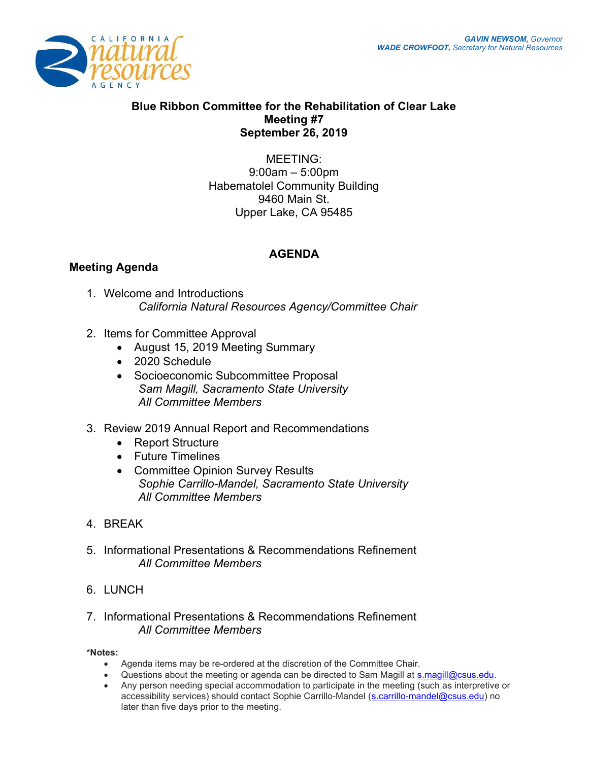GAVIN NEWSOM, Governor
WADE CROWFOOT, Secretary for Natural Resources

# Blue Ribbon Committee for the Rehabilitation of Clear Lake
## Meeting #7
## September 26, 2019

MEETING:
9:00am – 5:00pm
Habematolel Community Building
9460 Main St.
Upper Lake, CA 95485

## AGENDA

### Meeting Agenda

1. Welcome and Introductions
   *California Natural Resources Agency/Committee Chair*

2. Items for Committee Approval
   - August 15, 2019 Meeting Summary
   - 2020 Schedule
   - Socioeconomic Subcommittee Proposal
     *Sam Magill, Sacramento State University*
     *All Committee Members*

3. Review 2019 Annual Report and Recommendations
   - Report Structure
   - Future Timelines
   - Committee Opinion Survey Results
     *Sophie Carrillo-Mandel, Sacramento State University*
     *All Committee Members*

4. BREAK

5. Informational Presentations & Recommendations Refinement
   *All Committee Members*

6. LUNCH

7. Informational Presentations & Recommendations Refinement
   *All Committee Members*

**\*Notes:**
- Agenda items may be re-ordered at the discretion of the Committee Chair.
- Questions about the meeting or agenda can be directed to Sam Magill at s.magill@csus.edu.
- Any person needing special accommodation to participate in the meeting (such as interpretive or accessibility services) should contact Sophie Carrillo-Mandel (s.carrillo-mandel@csus.edu) no later than five days prior to the meeting.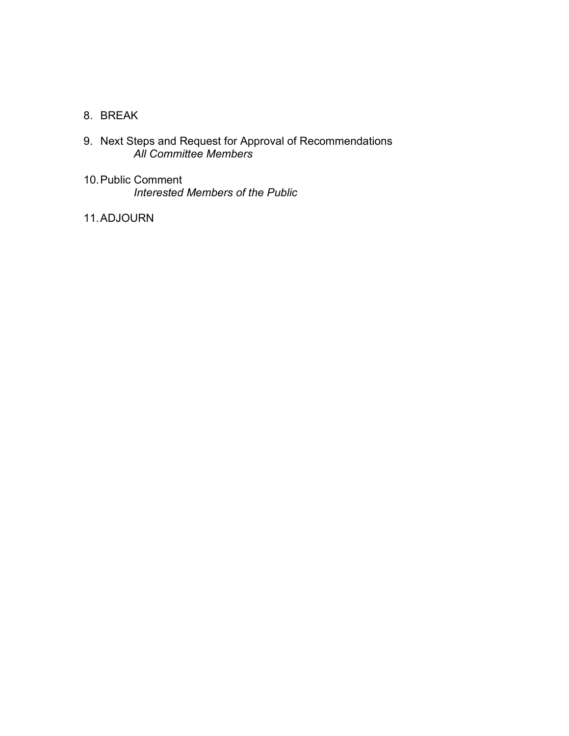8. BREAK

9. Next Steps and Request for Approval of Recommendations
   *All Committee Members*

10. Public Comment
    *Interested Members of the Public*

11. ADJOURN